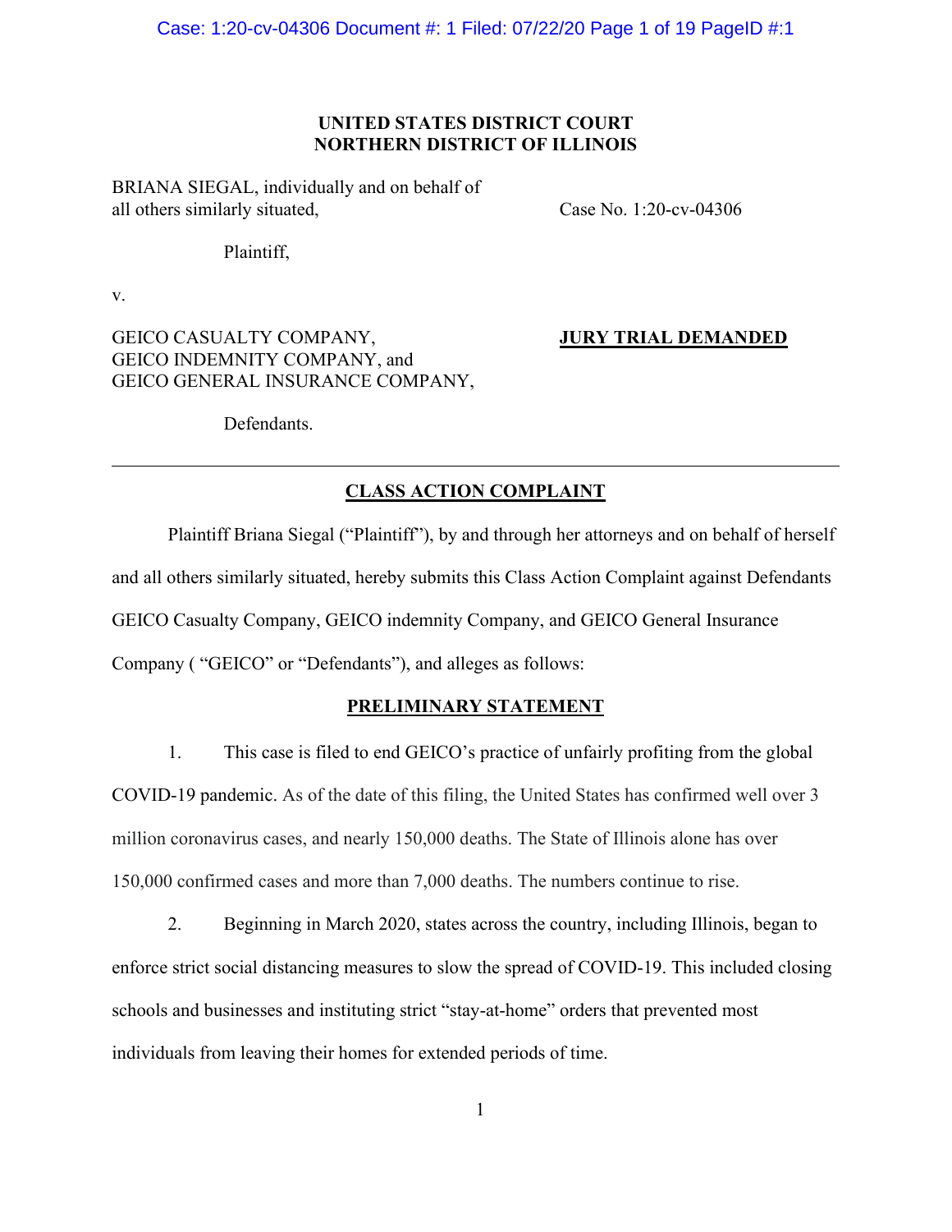**UNITED STATES DISTRICT COURT**
**NORTHERN DISTRICT OF ILLINOIS**

BRIANA SIEGAL, individually and on behalf of all others similarly situated,

Plaintiff,

v.

GEICO CASUALTY COMPANY, GEICO INDEMNITY COMPANY, and GEICO GENERAL INSURANCE COMPANY,

Defendants.

Case No. 1:20-cv-04306

**JURY TRIAL DEMANDED**

---

## CLASS ACTION COMPLAINT

Plaintiff Briana Siegal ("Plaintiff"), by and through her attorneys and on behalf of herself and all others similarly situated, hereby submits this Class Action Complaint against Defendants GEICO Casualty Company, GEICO indemnity Company, and GEICO General Insurance Company ( "GEICO" or "Defendants"), and alleges as follows:

## PRELIMINARY STATEMENT

1. This case is filed to end GEICO's practice of unfairly profiting from the global COVID-19 pandemic. As of the date of this filing, the United States has confirmed well over 3 million coronavirus cases, and nearly 150,000 deaths. The State of Illinois alone has over 150,000 confirmed cases and more than 7,000 deaths. The numbers continue to rise.

2. Beginning in March 2020, states across the country, including Illinois, began to enforce strict social distancing measures to slow the spread of COVID-19. This included closing schools and businesses and instituting strict "stay-at-home" orders that prevented most individuals from leaving their homes for extended periods of time.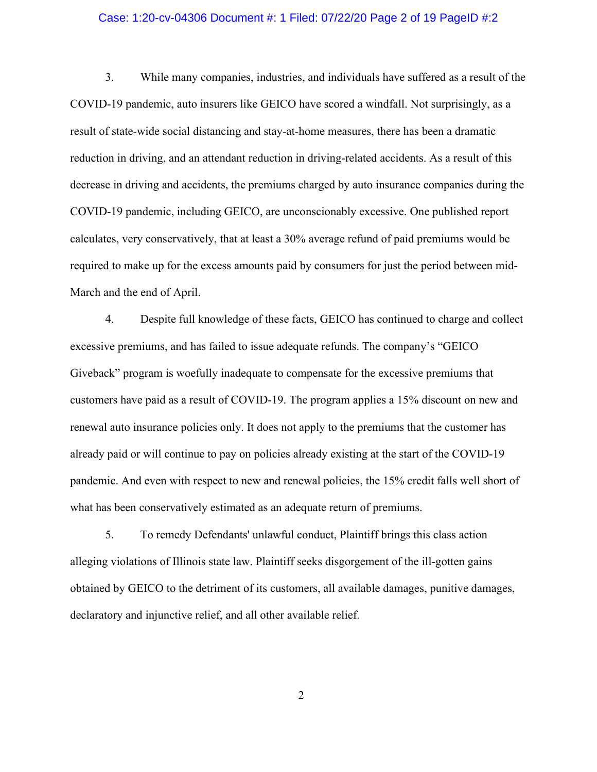3. While many companies, industries, and individuals have suffered as a result of the COVID-19 pandemic, auto insurers like GEICO have scored a windfall. Not surprisingly, as a result of state-wide social distancing and stay-at-home measures, there has been a dramatic reduction in driving, and an attendant reduction in driving-related accidents. As a result of this decrease in driving and accidents, the premiums charged by auto insurance companies during the COVID-19 pandemic, including GEICO, are unconscionably excessive. One published report calculates, very conservatively, that at least a 30% average refund of paid premiums would be required to make up for the excess amounts paid by consumers for just the period between mid-March and the end of April.

4. Despite full knowledge of these facts, GEICO has continued to charge and collect excessive premiums, and has failed to issue adequate refunds. The company's "GEICO Giveback" program is woefully inadequate to compensate for the excessive premiums that customers have paid as a result of COVID-19. The program applies a 15% discount on new and renewal auto insurance policies only. It does not apply to the premiums that the customer has already paid or will continue to pay on policies already existing at the start of the COVID-19 pandemic. And even with respect to new and renewal policies, the 15% credit falls well short of what has been conservatively estimated as an adequate return of premiums.

5. To remedy Defendants' unlawful conduct, Plaintiff brings this class action alleging violations of Illinois state law. Plaintiff seeks disgorgement of the ill-gotten gains obtained by GEICO to the detriment of its customers, all available damages, punitive damages, declaratory and injunctive relief, and all other available relief.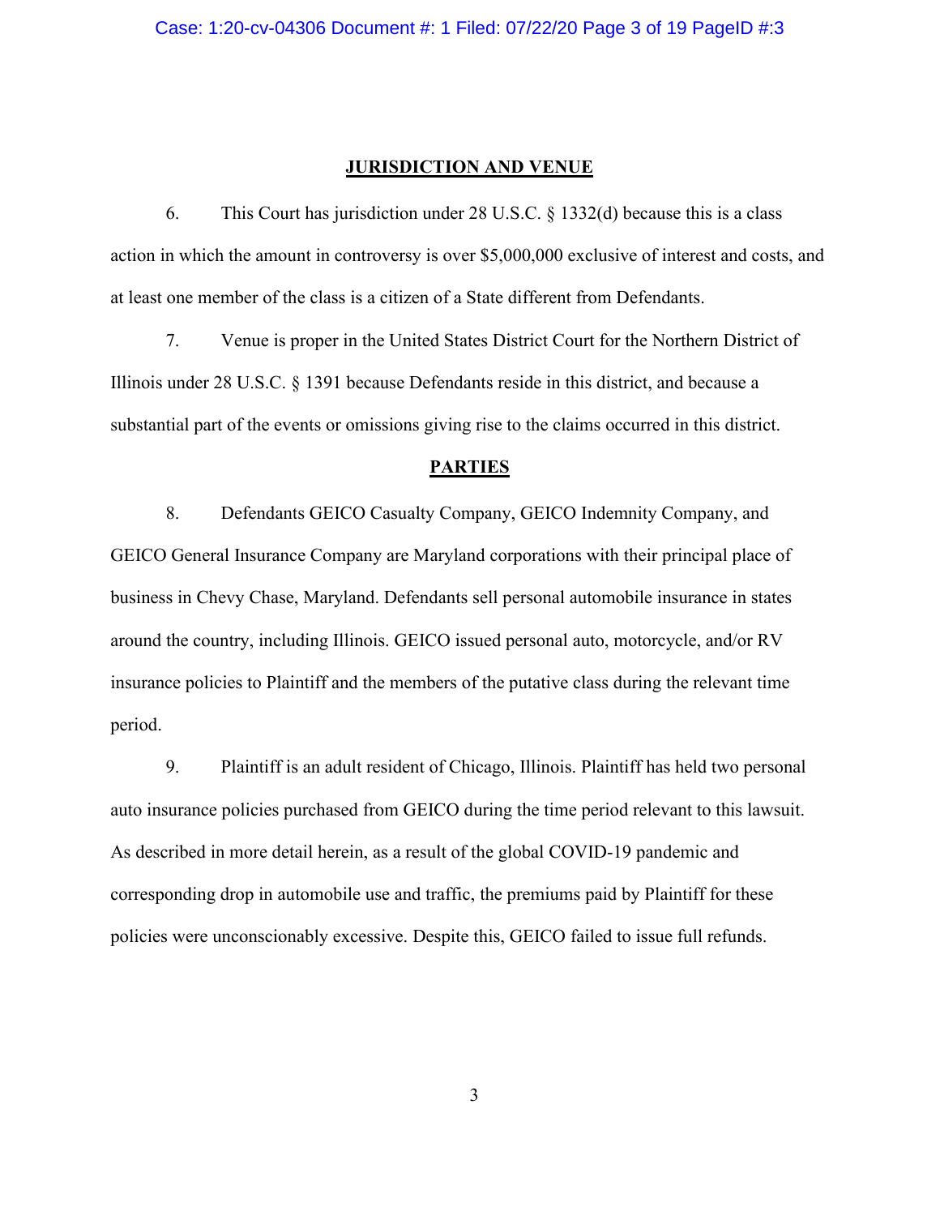## JURISDICTION AND VENUE

6. This Court has jurisdiction under 28 U.S.C. § 1332(d) because this is a class action in which the amount in controversy is over $5,000,000 exclusive of interest and costs, and at least one member of the class is a citizen of a State different from Defendants.

7. Venue is proper in the United States District Court for the Northern District of Illinois under 28 U.S.C. § 1391 because Defendants reside in this district, and because a substantial part of the events or omissions giving rise to the claims occurred in this district.

## PARTIES

8. Defendants GEICO Casualty Company, GEICO Indemnity Company, and GEICO General Insurance Company are Maryland corporations with their principal place of business in Chevy Chase, Maryland. Defendants sell personal automobile insurance in states around the country, including Illinois. GEICO issued personal auto, motorcycle, and/or RV insurance policies to Plaintiff and the members of the putative class during the relevant time period.

9. Plaintiff is an adult resident of Chicago, Illinois. Plaintiff has held two personal auto insurance policies purchased from GEICO during the time period relevant to this lawsuit. As described in more detail herein, as a result of the global COVID-19 pandemic and corresponding drop in automobile use and traffic, the premiums paid by Plaintiff for these policies were unconscionably excessive. Despite this, GEICO failed to issue full refunds.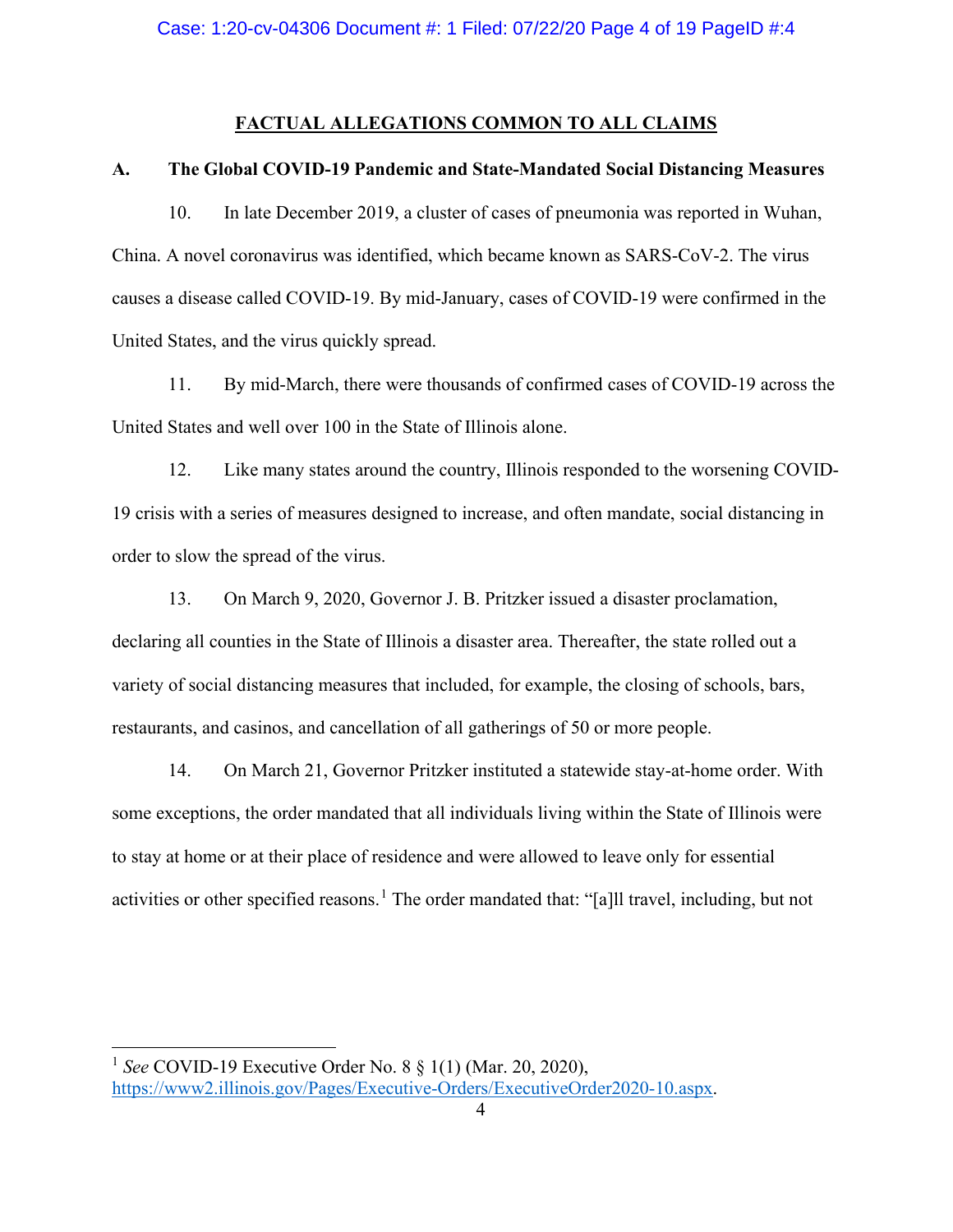## FACTUAL ALLEGATIONS COMMON TO ALL CLAIMS

### A. The Global COVID-19 Pandemic and State-Mandated Social Distancing Measures

10. In late December 2019, a cluster of cases of pneumonia was reported in Wuhan, China. A novel coronavirus was identified, which became known as SARS-CoV-2. The virus causes a disease called COVID-19. By mid-January, cases of COVID-19 were confirmed in the United States, and the virus quickly spread.

11. By mid-March, there were thousands of confirmed cases of COVID-19 across the United States and well over 100 in the State of Illinois alone.

12. Like many states around the country, Illinois responded to the worsening COVID-19 crisis with a series of measures designed to increase, and often mandate, social distancing in order to slow the spread of the virus.

13. On March 9, 2020, Governor J. B. Pritzker issued a disaster proclamation, declaring all counties in the State of Illinois a disaster area. Thereafter, the state rolled out a variety of social distancing measures that included, for example, the closing of schools, bars, restaurants, and casinos, and cancellation of all gatherings of 50 or more people.

14. On March 21, Governor Pritzker instituted a statewide stay-at-home order. With some exceptions, the order mandated that all individuals living within the State of Illinois were to stay at home or at their place of residence and were allowed to leave only for essential activities or other specified reasons.[1] The order mandated that: "[a]ll travel, including, but not

---

[1] *See* COVID-19 Executive Order No. 8 § 1(1) (Mar. 20, 2020), https://www2.illinois.gov/Pages/Executive-Orders/ExecutiveOrder2020-10.aspx.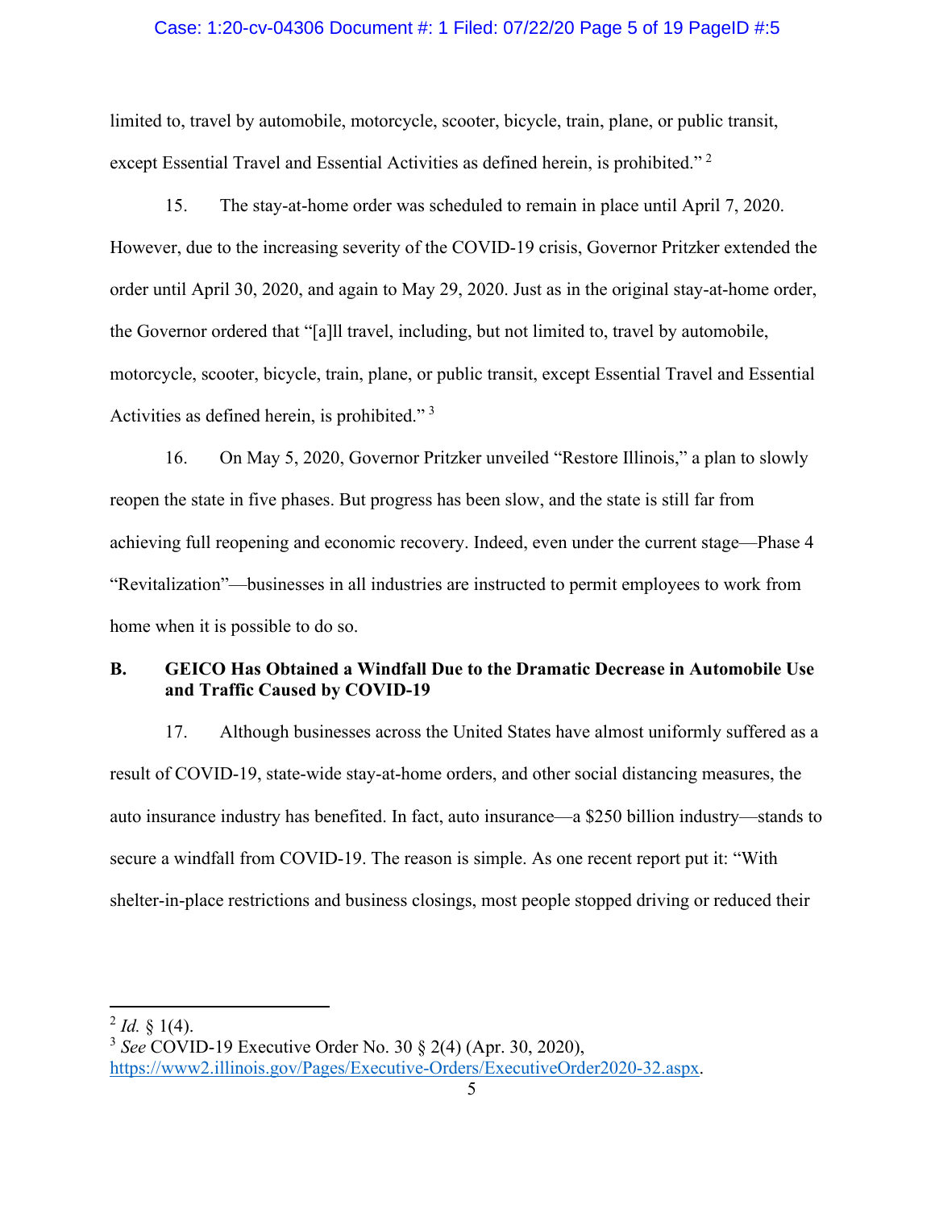limited to, travel by automobile, motorcycle, scooter, bicycle, train, plane, or public transit, except Essential Travel and Essential Activities as defined herein, is prohibited." [2]

15. The stay-at-home order was scheduled to remain in place until April 7, 2020. However, due to the increasing severity of the COVID-19 crisis, Governor Pritzker extended the order until April 30, 2020, and again to May 29, 2020. Just as in the original stay-at-home order, the Governor ordered that "[a]ll travel, including, but not limited to, travel by automobile, motorcycle, scooter, bicycle, train, plane, or public transit, except Essential Travel and Essential Activities as defined herein, is prohibited." [3]

16. On May 5, 2020, Governor Pritzker unveiled "Restore Illinois," a plan to slowly reopen the state in five phases. But progress has been slow, and the state is still far from achieving full reopening and economic recovery. Indeed, even under the current stage—Phase 4 "Revitalization"—businesses in all industries are instructed to permit employees to work from home when it is possible to do so.

### B. GEICO Has Obtained a Windfall Due to the Dramatic Decrease in Automobile Use and Traffic Caused by COVID-19

17. Although businesses across the United States have almost uniformly suffered as a result of COVID-19, state-wide stay-at-home orders, and other social distancing measures, the auto insurance industry has benefited. In fact, auto insurance—a $250 billion industry—stands to secure a windfall from COVID-19. The reason is simple. As one recent report put it: "With shelter-in-place restrictions and business closings, most people stopped driving or reduced their

---

[2] *Id.* § 1(4).

[3] *See* COVID-19 Executive Order No. 30 § 2(4) (Apr. 30, 2020), https://www2.illinois.gov/Pages/Executive-Orders/ExecutiveOrder2020-32.aspx.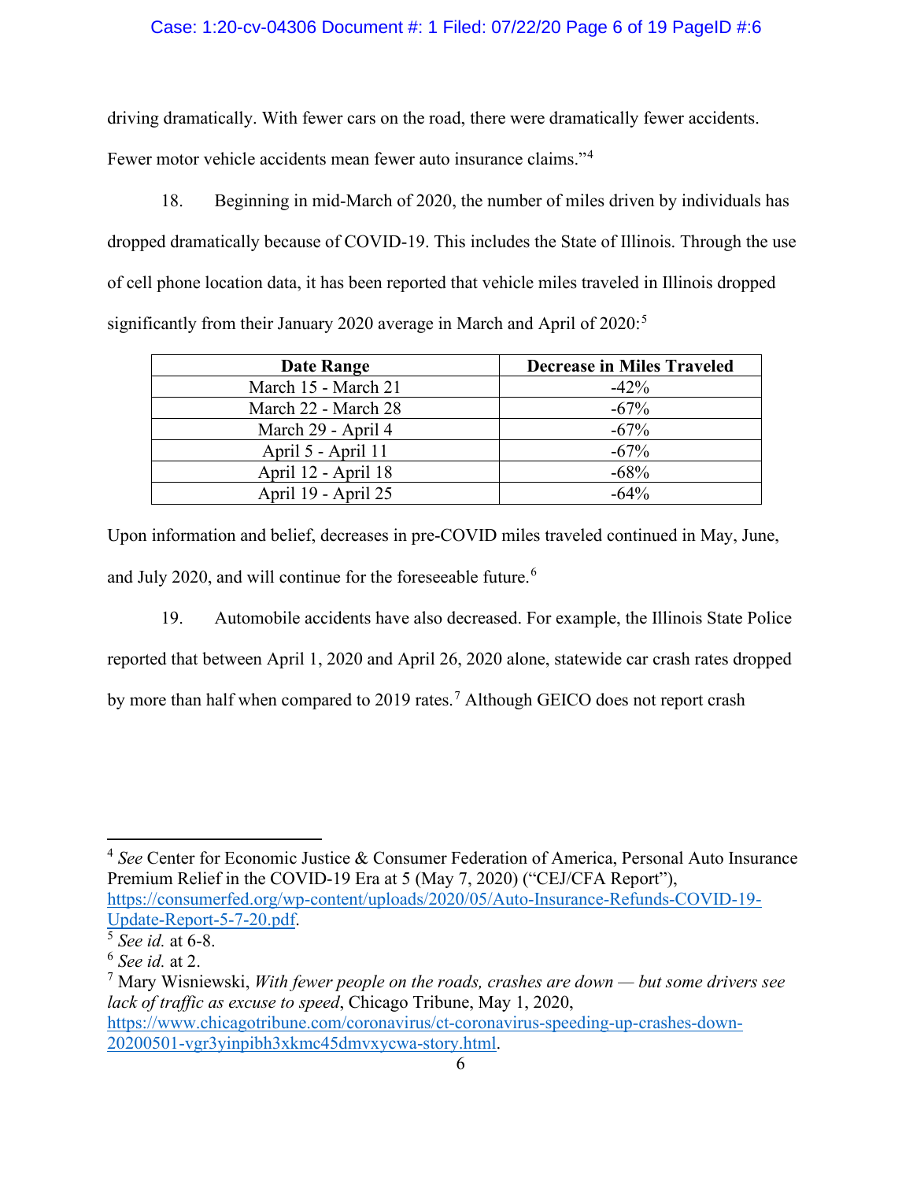driving dramatically. With fewer cars on the road, there were dramatically fewer accidents. Fewer motor vehicle accidents mean fewer auto insurance claims."[4]

18. Beginning in mid-March of 2020, the number of miles driven by individuals has dropped dramatically because of COVID-19. This includes the State of Illinois. Through the use of cell phone location data, it has been reported that vehicle miles traveled in Illinois dropped significantly from their January 2020 average in March and April of 2020:[5]

| Date Range | Decrease in Miles Traveled |
| --- | --- |
| March 15 - March 21 | -42% |
| March 22 - March 28 | -67% |
| March 29 - April 4 | -67% |
| April 5 - April 11 | -67% |
| April 12 - April 18 | -68% |
| April 19 - April 25 | -64% |

Upon information and belief, decreases in pre-COVID miles traveled continued in May, June, and July 2020, and will continue for the foreseeable future.[6]

19. Automobile accidents have also decreased. For example, the Illinois State Police reported that between April 1, 2020 and April 26, 2020 alone, statewide car crash rates dropped by more than half when compared to 2019 rates.[7] Although GEICO does not report crash

---

[4] *See* Center for Economic Justice & Consumer Federation of America, Personal Auto Insurance Premium Relief in the COVID-19 Era at 5 (May 7, 2020) ("CEJ/CFA Report"), https://consumerfed.org/wp-content/uploads/2020/05/Auto-Insurance-Refunds-COVID-19-Update-Report-5-7-20.pdf.

[5] *See id.* at 6-8.

[6] *See id.* at 2.

[7] Mary Wisniewski, *With fewer people on the roads, crashes are down — but some drivers see lack of traffic as excuse to speed*, Chicago Tribune, May 1, 2020, https://www.chicagotribune.com/coronavirus/ct-coronavirus-speeding-up-crashes-down-20200501-vgr3yinpibh3xkmc45dmvxycwa-story.html.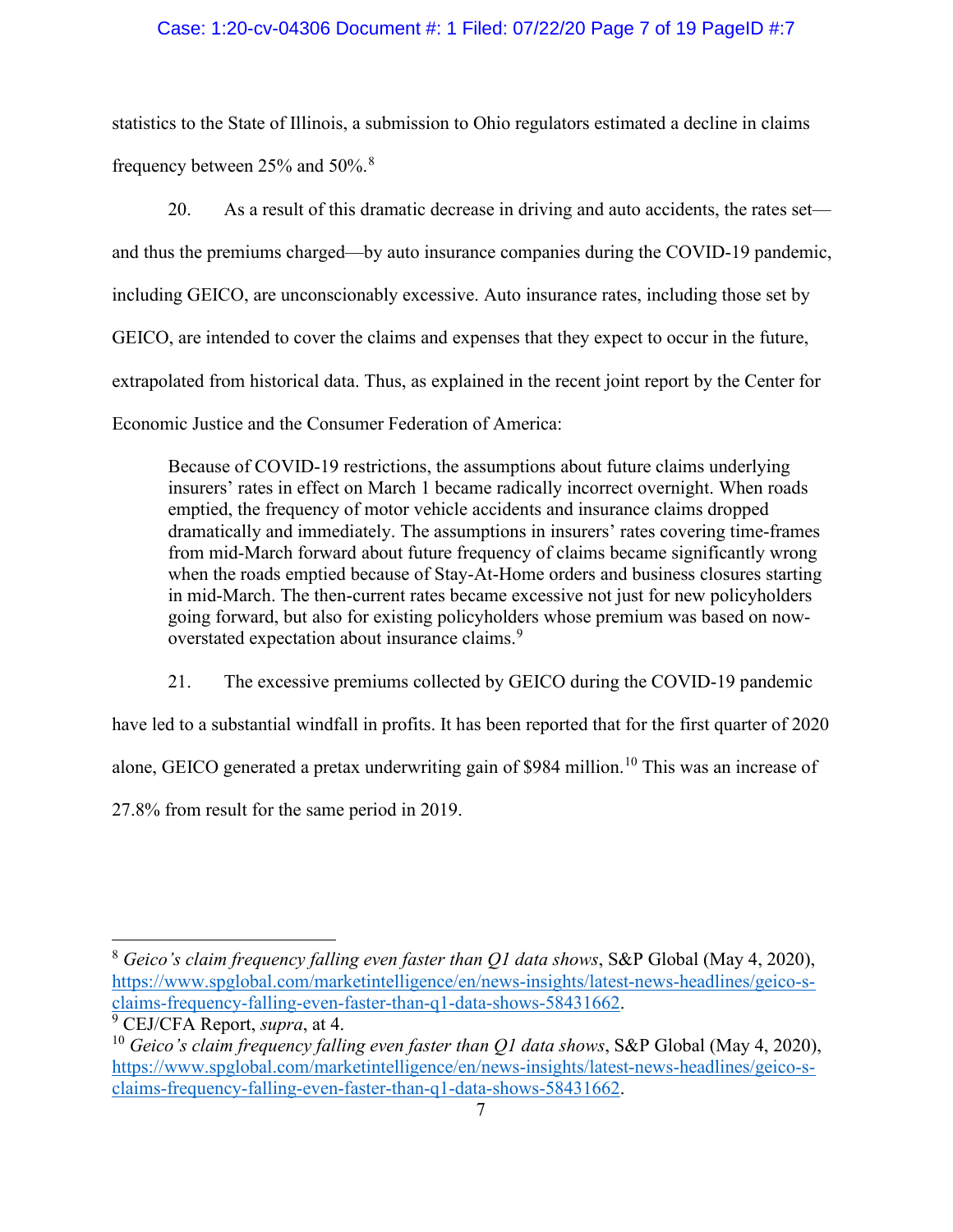statistics to the State of Illinois, a submission to Ohio regulators estimated a decline in claims frequency between 25% and 50%.[8]

20. As a result of this dramatic decrease in driving and auto accidents, the rates set—and thus the premiums charged—by auto insurance companies during the COVID-19 pandemic, including GEICO, are unconscionably excessive. Auto insurance rates, including those set by GEICO, are intended to cover the claims and expenses that they expect to occur in the future, extrapolated from historical data. Thus, as explained in the recent joint report by the Center for Economic Justice and the Consumer Federation of America:

> Because of COVID-19 restrictions, the assumptions about future claims underlying insurers' rates in effect on March 1 became radically incorrect overnight. When roads emptied, the frequency of motor vehicle accidents and insurance claims dropped dramatically and immediately. The assumptions in insurers' rates covering time-frames from mid-March forward about future frequency of claims became significantly wrong when the roads emptied because of Stay-At-Home orders and business closures starting in mid-March. The then-current rates became excessive not just for new policyholders going forward, but also for existing policyholders whose premium was based on now-overstated expectation about insurance claims.[9]

21. The excessive premiums collected by GEICO during the COVID-19 pandemic have led to a substantial windfall in profits. It has been reported that for the first quarter of 2020 alone, GEICO generated a pretax underwriting gain of $984 million.[10] This was an increase of 27.8% from result for the same period in 2019.

---

[8] *Geico's claim frequency falling even faster than Q1 data shows*, S&P Global (May 4, 2020), https://www.spglobal.com/marketintelligence/en/news-insights/latest-news-headlines/geico-s-claims-frequency-falling-even-faster-than-q1-data-shows-58431662.

[9] CEJ/CFA Report, *supra*, at 4.

[10] *Geico's claim frequency falling even faster than Q1 data shows*, S&P Global (May 4, 2020), https://www.spglobal.com/marketintelligence/en/news-insights/latest-news-headlines/geico-s-claims-frequency-falling-even-faster-than-q1-data-shows-58431662.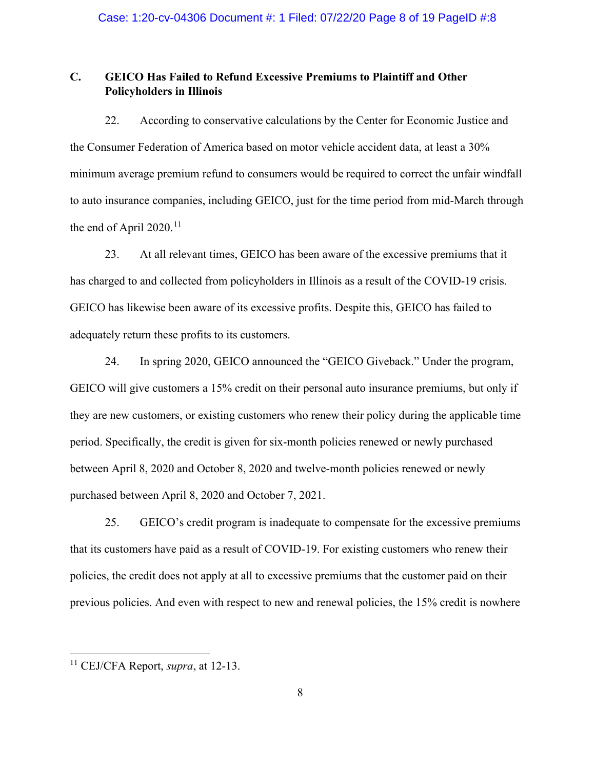### C. GEICO Has Failed to Refund Excessive Premiums to Plaintiff and Other Policyholders in Illinois

22. According to conservative calculations by the Center for Economic Justice and the Consumer Federation of America based on motor vehicle accident data, at least a 30% minimum average premium refund to consumers would be required to correct the unfair windfall to auto insurance companies, including GEICO, just for the time period from mid-March through the end of April 2020.[11]

23. At all relevant times, GEICO has been aware of the excessive premiums that it has charged to and collected from policyholders in Illinois as a result of the COVID-19 crisis. GEICO has likewise been aware of its excessive profits. Despite this, GEICO has failed to adequately return these profits to its customers.

24. In spring 2020, GEICO announced the "GEICO Giveback." Under the program, GEICO will give customers a 15% credit on their personal auto insurance premiums, but only if they are new customers, or existing customers who renew their policy during the applicable time period. Specifically, the credit is given for six-month policies renewed or newly purchased between April 8, 2020 and October 8, 2020 and twelve-month policies renewed or newly purchased between April 8, 2020 and October 7, 2021.

25. GEICO's credit program is inadequate to compensate for the excessive premiums that its customers have paid as a result of COVID-19. For existing customers who renew their policies, the credit does not apply at all to excessive premiums that the customer paid on their previous policies. And even with respect to new and renewal policies, the 15% credit is nowhere

---

[11] CEJ/CFA Report, *supra*, at 12-13.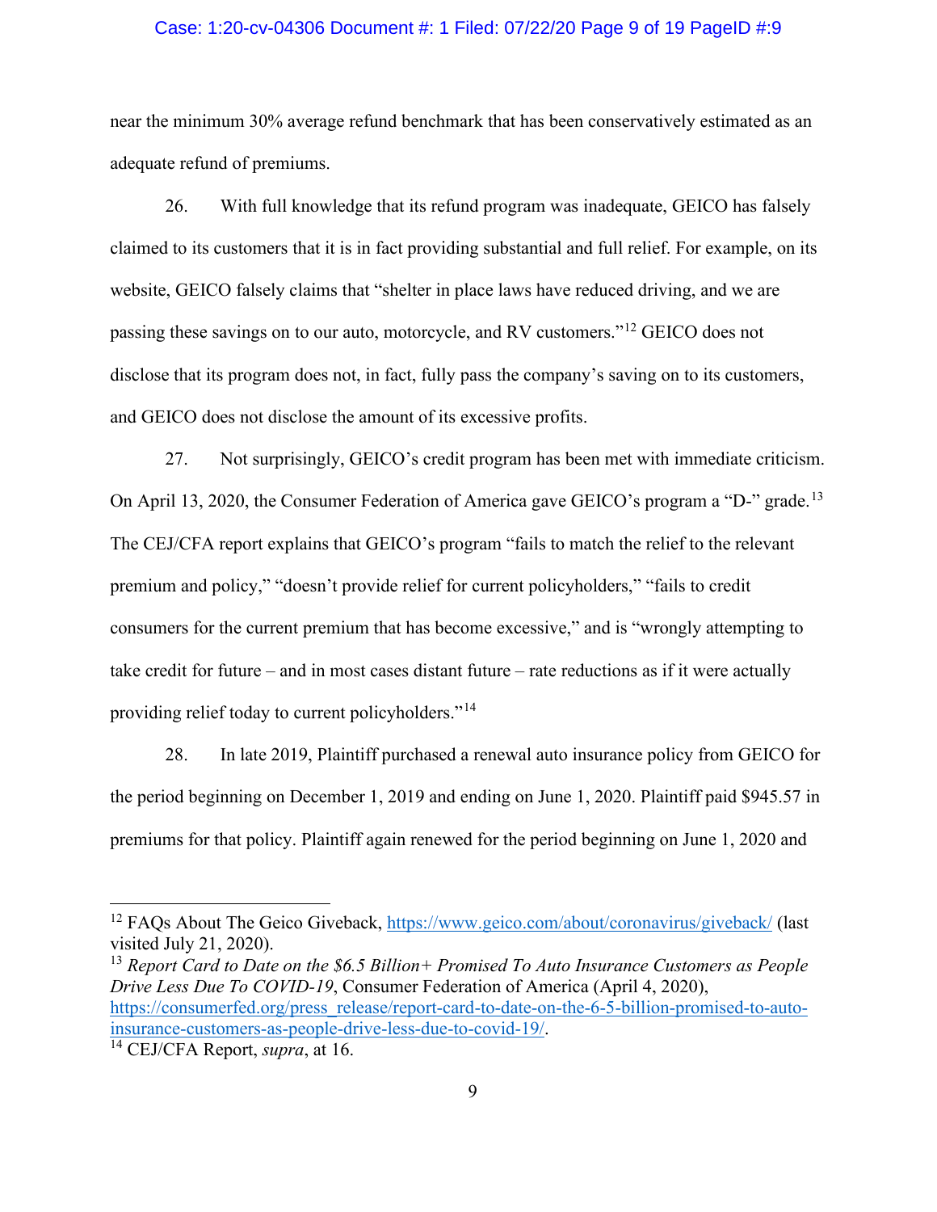near the minimum 30% average refund benchmark that has been conservatively estimated as an adequate refund of premiums.

26. With full knowledge that its refund program was inadequate, GEICO has falsely claimed to its customers that it is in fact providing substantial and full relief. For example, on its website, GEICO falsely claims that "shelter in place laws have reduced driving, and we are passing these savings on to our auto, motorcycle, and RV customers."[12] GEICO does not disclose that its program does not, in fact, fully pass the company's saving on to its customers, and GEICO does not disclose the amount of its excessive profits.

27. Not surprisingly, GEICO's credit program has been met with immediate criticism. On April 13, 2020, the Consumer Federation of America gave GEICO's program a "D-" grade.[13] The CEJ/CFA report explains that GEICO's program "fails to match the relief to the relevant premium and policy," "doesn't provide relief for current policyholders," "fails to credit consumers for the current premium that has become excessive," and is "wrongly attempting to take credit for future – and in most cases distant future – rate reductions as if it were actually providing relief today to current policyholders."[14]

28. In late 2019, Plaintiff purchased a renewal auto insurance policy from GEICO for the period beginning on December 1, 2019 and ending on June 1, 2020. Plaintiff paid $945.57 in premiums for that policy. Plaintiff again renewed for the period beginning on June 1, 2020 and

---

[12] FAQs About The Geico Giveback, https://www.geico.com/about/coronavirus/giveback/ (last visited July 21, 2020).

[13] *Report Card to Date on the $6.5 Billion+ Promised To Auto Insurance Customers as People Drive Less Due To COVID-19*, Consumer Federation of America (April 4, 2020), https://consumerfed.org/press_release/report-card-to-date-on-the-6-5-billion-promised-to-auto-insurance-customers-as-people-drive-less-due-to-covid-19/.

[14] CEJ/CFA Report, *supra*, at 16.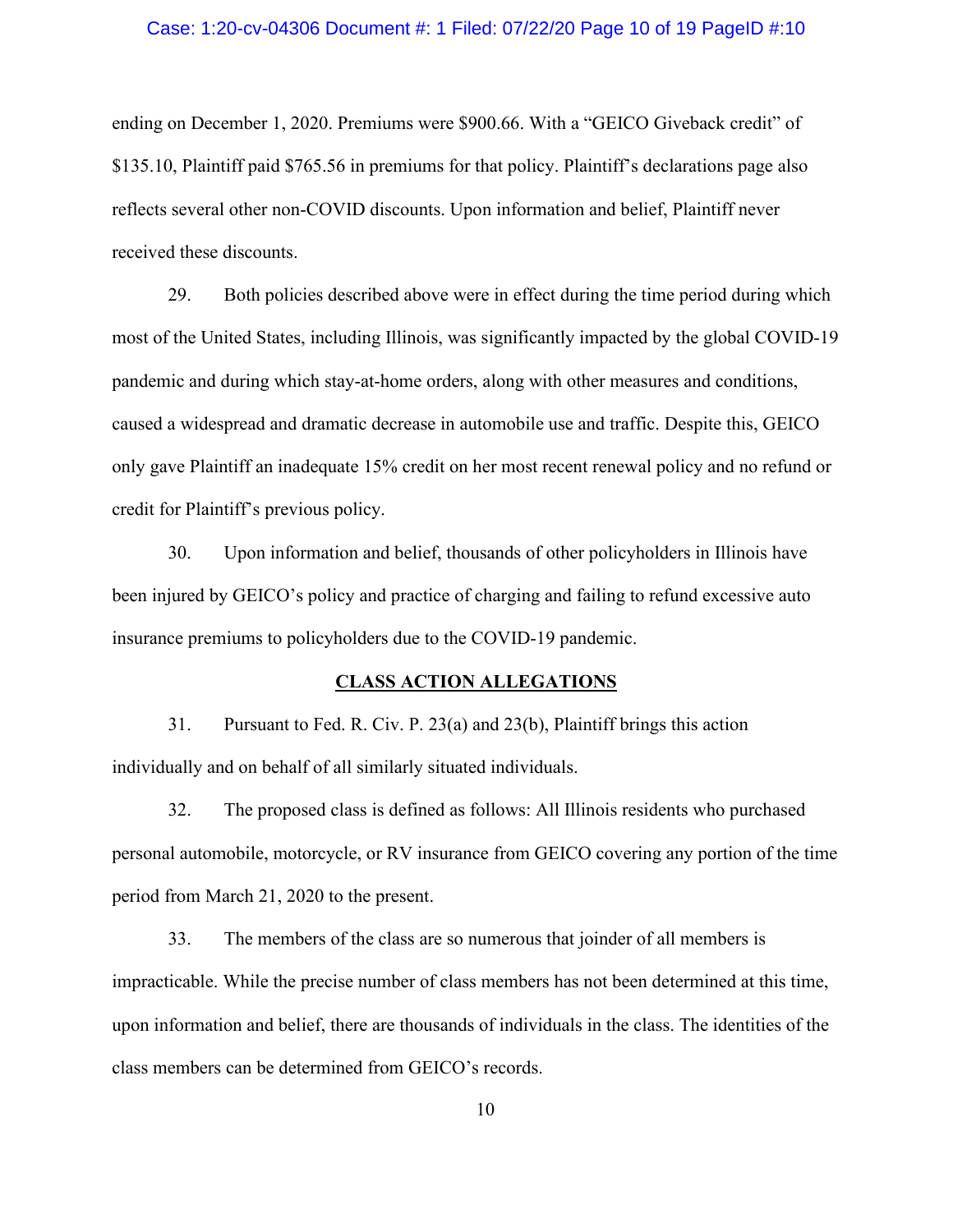ending on December 1, 2020. Premiums were $900.66. With a "GEICO Giveback credit" of $135.10, Plaintiff paid $765.56 in premiums for that policy. Plaintiff's declarations page also reflects several other non-COVID discounts. Upon information and belief, Plaintiff never received these discounts.

29. Both policies described above were in effect during the time period during which most of the United States, including Illinois, was significantly impacted by the global COVID-19 pandemic and during which stay-at-home orders, along with other measures and conditions, caused a widespread and dramatic decrease in automobile use and traffic. Despite this, GEICO only gave Plaintiff an inadequate 15% credit on her most recent renewal policy and no refund or credit for Plaintiff's previous policy.

30. Upon information and belief, thousands of other policyholders in Illinois have been injured by GEICO's policy and practice of charging and failing to refund excessive auto insurance premiums to policyholders due to the COVID-19 pandemic.

## CLASS ACTION ALLEGATIONS

31. Pursuant to Fed. R. Civ. P. 23(a) and 23(b), Plaintiff brings this action individually and on behalf of all similarly situated individuals.

32. The proposed class is defined as follows: All Illinois residents who purchased personal automobile, motorcycle, or RV insurance from GEICO covering any portion of the time period from March 21, 2020 to the present.

33. The members of the class are so numerous that joinder of all members is impracticable. While the precise number of class members has not been determined at this time, upon information and belief, there are thousands of individuals in the class. The identities of the class members can be determined from GEICO's records.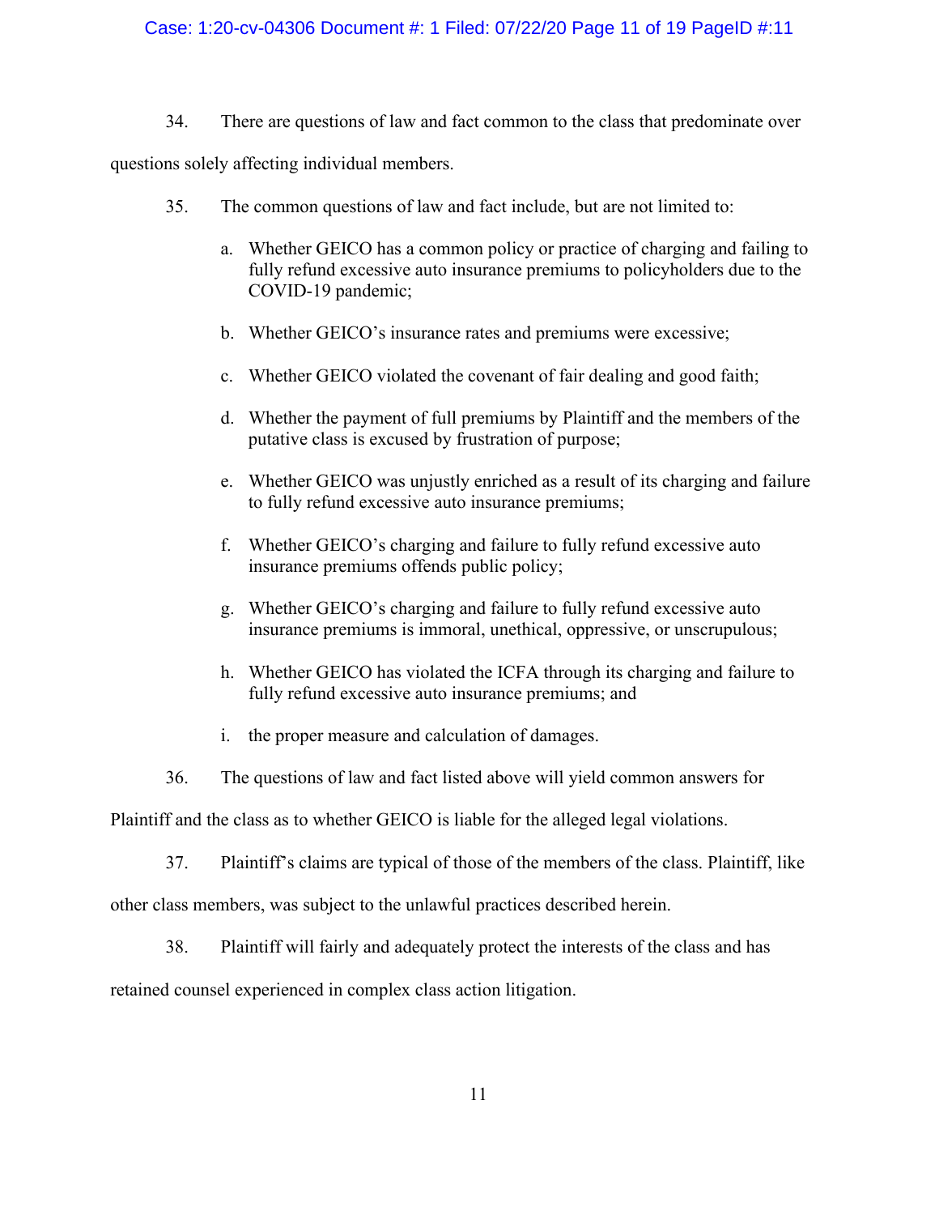34. There are questions of law and fact common to the class that predominate over questions solely affecting individual members.

35. The common questions of law and fact include, but are not limited to:

   a. Whether GEICO has a common policy or practice of charging and failing to fully refund excessive auto insurance premiums to policyholders due to the COVID-19 pandemic;

   b. Whether GEICO's insurance rates and premiums were excessive;

   c. Whether GEICO violated the covenant of fair dealing and good faith;

   d. Whether the payment of full premiums by Plaintiff and the members of the putative class is excused by frustration of purpose;

   e. Whether GEICO was unjustly enriched as a result of its charging and failure to fully refund excessive auto insurance premiums;

   f. Whether GEICO's charging and failure to fully refund excessive auto insurance premiums offends public policy;

   g. Whether GEICO's charging and failure to fully refund excessive auto insurance premiums is immoral, unethical, oppressive, or unscrupulous;

   h. Whether GEICO has violated the ICFA through its charging and failure to fully refund excessive auto insurance premiums; and

   i. the proper measure and calculation of damages.

36. The questions of law and fact listed above will yield common answers for Plaintiff and the class as to whether GEICO is liable for the alleged legal violations.

37. Plaintiff's claims are typical of those of the members of the class. Plaintiff, like other class members, was subject to the unlawful practices described herein.

38. Plaintiff will fairly and adequately protect the interests of the class and has retained counsel experienced in complex class action litigation.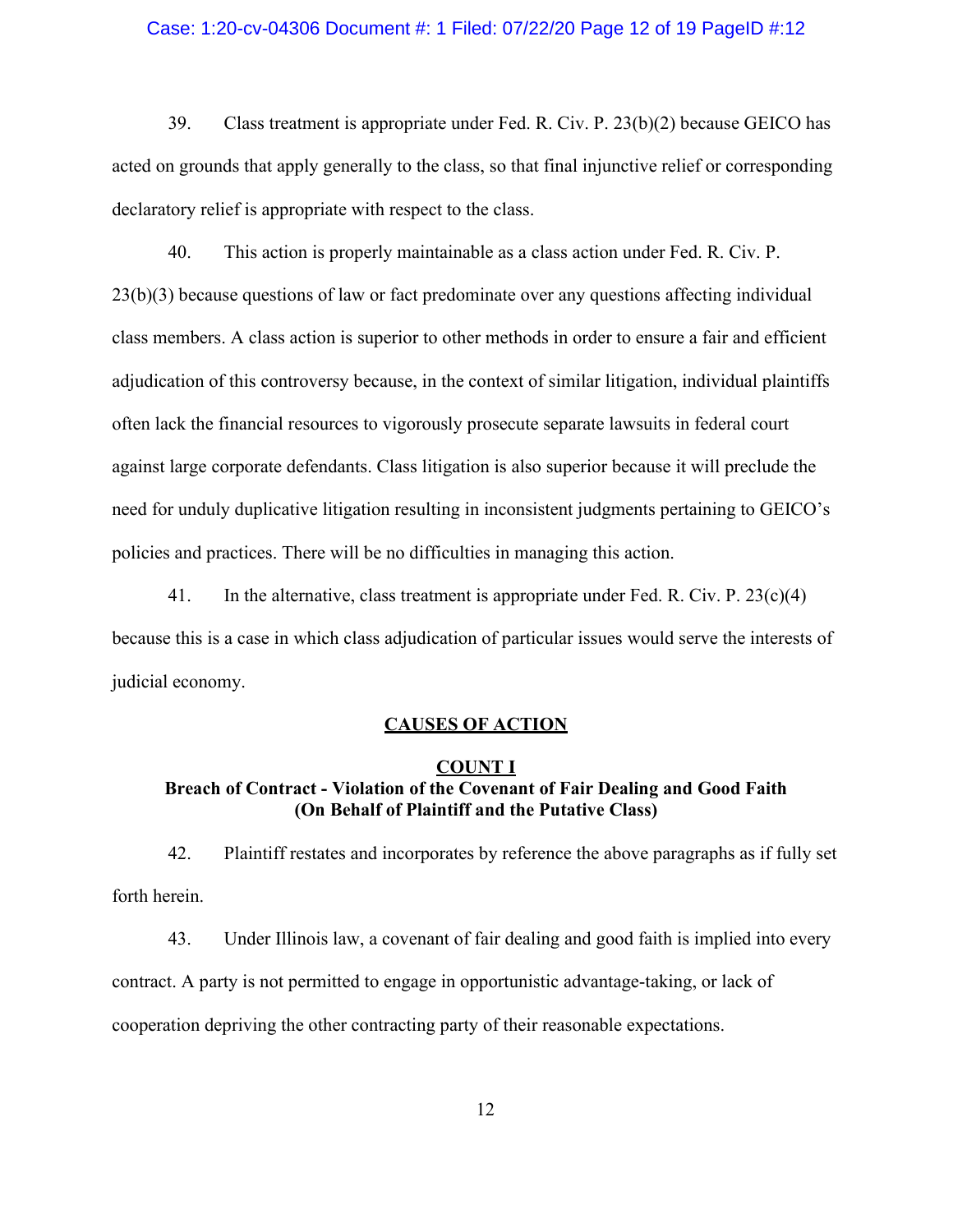39. Class treatment is appropriate under Fed. R. Civ. P. 23(b)(2) because GEICO has acted on grounds that apply generally to the class, so that final injunctive relief or corresponding declaratory relief is appropriate with respect to the class.

40. This action is properly maintainable as a class action under Fed. R. Civ. P. 23(b)(3) because questions of law or fact predominate over any questions affecting individual class members. A class action is superior to other methods in order to ensure a fair and efficient adjudication of this controversy because, in the context of similar litigation, individual plaintiffs often lack the financial resources to vigorously prosecute separate lawsuits in federal court against large corporate defendants. Class litigation is also superior because it will preclude the need for unduly duplicative litigation resulting in inconsistent judgments pertaining to GEICO's policies and practices. There will be no difficulties in managing this action.

41. In the alternative, class treatment is appropriate under Fed. R. Civ. P. 23(c)(4) because this is a case in which class adjudication of particular issues would serve the interests of judicial economy.

## CAUSES OF ACTION

### COUNT I
### Breach of Contract - Violation of the Covenant of Fair Dealing and Good Faith (On Behalf of Plaintiff and the Putative Class)

42. Plaintiff restates and incorporates by reference the above paragraphs as if fully set forth herein.

43. Under Illinois law, a covenant of fair dealing and good faith is implied into every contract. A party is not permitted to engage in opportunistic advantage-taking, or lack of cooperation depriving the other contracting party of their reasonable expectations.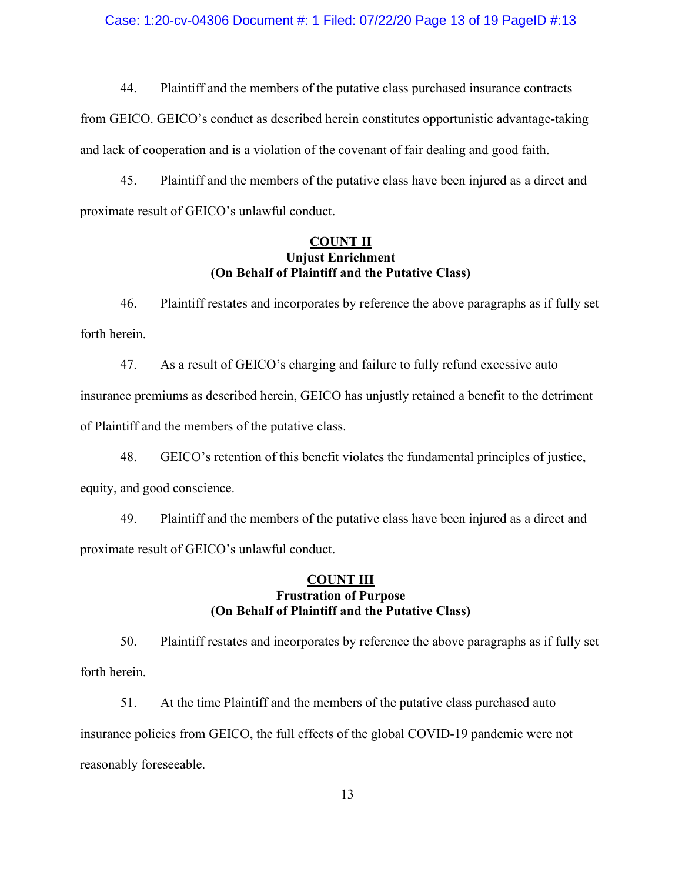44. Plaintiff and the members of the putative class purchased insurance contracts from GEICO. GEICO's conduct as described herein constitutes opportunistic advantage-taking and lack of cooperation and is a violation of the covenant of fair dealing and good faith.

45. Plaintiff and the members of the putative class have been injured as a direct and proximate result of GEICO's unlawful conduct.

**COUNT II**
**Unjust Enrichment**
**(On Behalf of Plaintiff and the Putative Class)**

46. Plaintiff restates and incorporates by reference the above paragraphs as if fully set forth herein.

47. As a result of GEICO's charging and failure to fully refund excessive auto insurance premiums as described herein, GEICO has unjustly retained a benefit to the detriment of Plaintiff and the members of the putative class.

48. GEICO's retention of this benefit violates the fundamental principles of justice, equity, and good conscience.

49. Plaintiff and the members of the putative class have been injured as a direct and proximate result of GEICO's unlawful conduct.

**COUNT III**
**Frustration of Purpose**
**(On Behalf of Plaintiff and the Putative Class)**

50. Plaintiff restates and incorporates by reference the above paragraphs as if fully set forth herein.

51. At the time Plaintiff and the members of the putative class purchased auto insurance policies from GEICO, the full effects of the global COVID-19 pandemic were not reasonably foreseeable.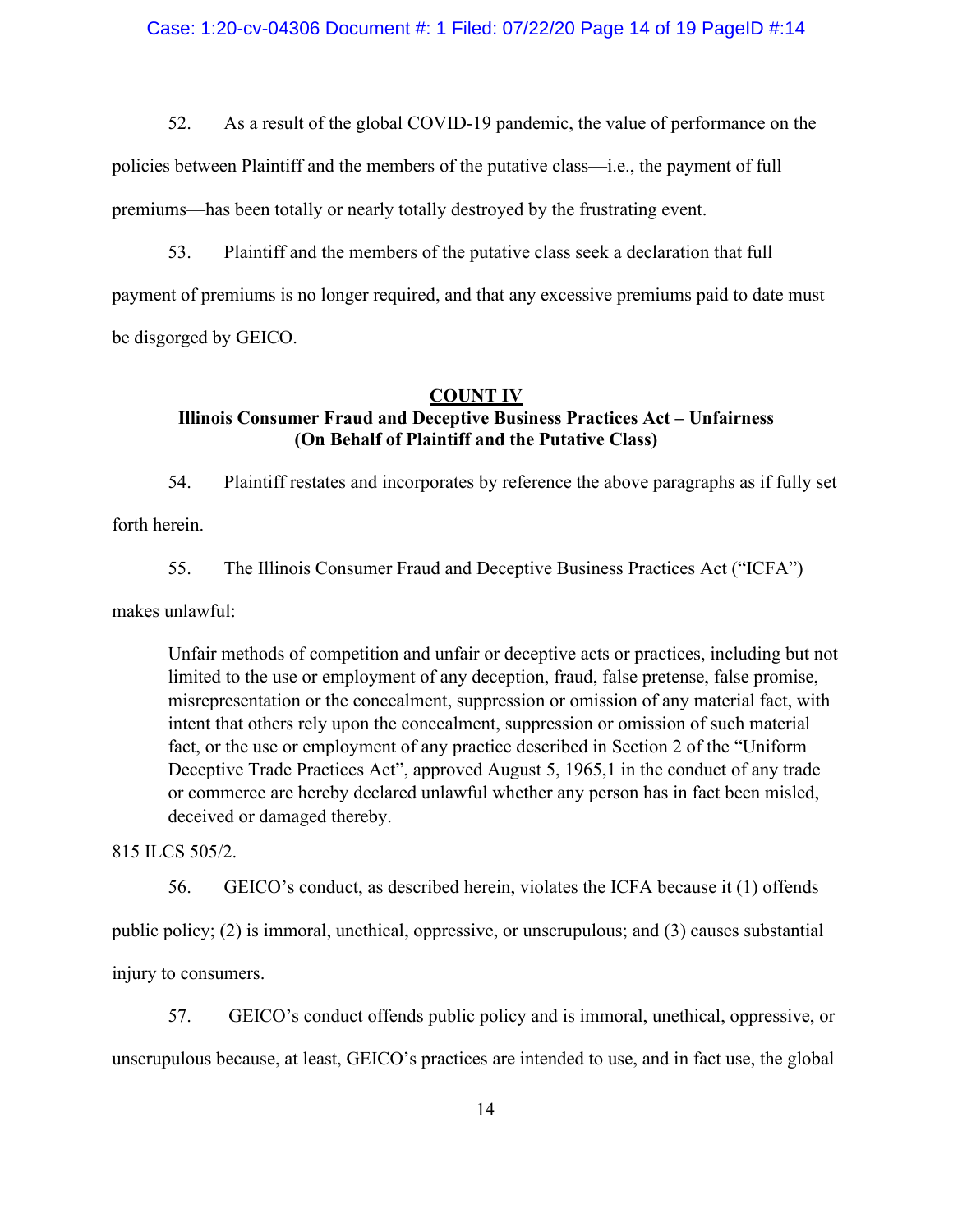52. As a result of the global COVID-19 pandemic, the value of performance on the policies between Plaintiff and the members of the putative class—i.e., the payment of full premiums—has been totally or nearly totally destroyed by the frustrating event.

53. Plaintiff and the members of the putative class seek a declaration that full payment of premiums is no longer required, and that any excessive premiums paid to date must be disgorged by GEICO.

**COUNT IV**
**Illinois Consumer Fraud and Deceptive Business Practices Act – Unfairness**
**(On Behalf of Plaintiff and the Putative Class)**

54. Plaintiff restates and incorporates by reference the above paragraphs as if fully set forth herein.

55. The Illinois Consumer Fraud and Deceptive Business Practices Act ("ICFA") makes unlawful:

> Unfair methods of competition and unfair or deceptive acts or practices, including but not limited to the use or employment of any deception, fraud, false pretense, false promise, misrepresentation or the concealment, suppression or omission of any material fact, with intent that others rely upon the concealment, suppression or omission of such material fact, or the use or employment of any practice described in Section 2 of the "Uniform Deceptive Trade Practices Act", approved August 5, 1965,1 in the conduct of any trade or commerce are hereby declared unlawful whether any person has in fact been misled, deceived or damaged thereby.

815 ILCS 505/2.

56. GEICO's conduct, as described herein, violates the ICFA because it (1) offends public policy; (2) is immoral, unethical, oppressive, or unscrupulous; and (3) causes substantial injury to consumers.

57. GEICO's conduct offends public policy and is immoral, unethical, oppressive, or unscrupulous because, at least, GEICO's practices are intended to use, and in fact use, the global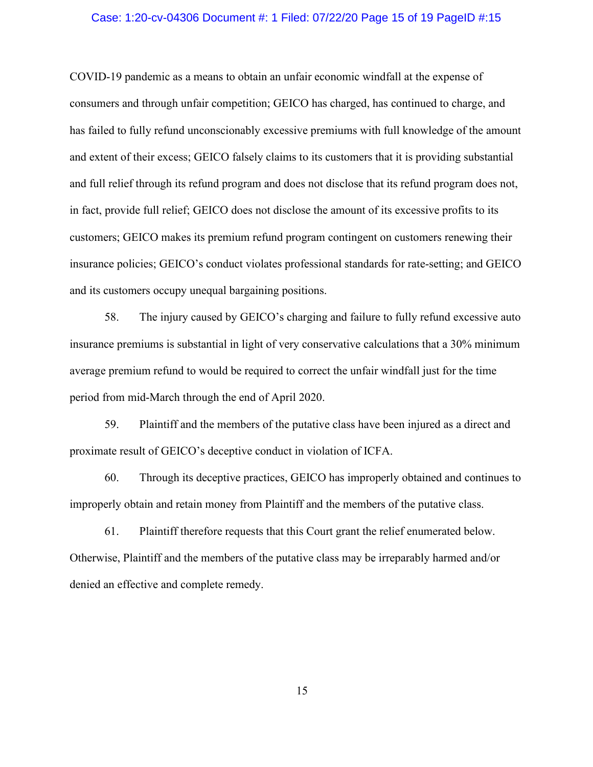COVID-19 pandemic as a means to obtain an unfair economic windfall at the expense of consumers and through unfair competition; GEICO has charged, has continued to charge, and has failed to fully refund unconscionably excessive premiums with full knowledge of the amount and extent of their excess; GEICO falsely claims to its customers that it is providing substantial and full relief through its refund program and does not disclose that its refund program does not, in fact, provide full relief; GEICO does not disclose the amount of its excessive profits to its customers; GEICO makes its premium refund program contingent on customers renewing their insurance policies; GEICO's conduct violates professional standards for rate-setting; and GEICO and its customers occupy unequal bargaining positions.

58. The injury caused by GEICO's charging and failure to fully refund excessive auto insurance premiums is substantial in light of very conservative calculations that a 30% minimum average premium refund to would be required to correct the unfair windfall just for the time period from mid-March through the end of April 2020.

59. Plaintiff and the members of the putative class have been injured as a direct and proximate result of GEICO's deceptive conduct in violation of ICFA.

60. Through its deceptive practices, GEICO has improperly obtained and continues to improperly obtain and retain money from Plaintiff and the members of the putative class.

61. Plaintiff therefore requests that this Court grant the relief enumerated below. Otherwise, Plaintiff and the members of the putative class may be irreparably harmed and/or denied an effective and complete remedy.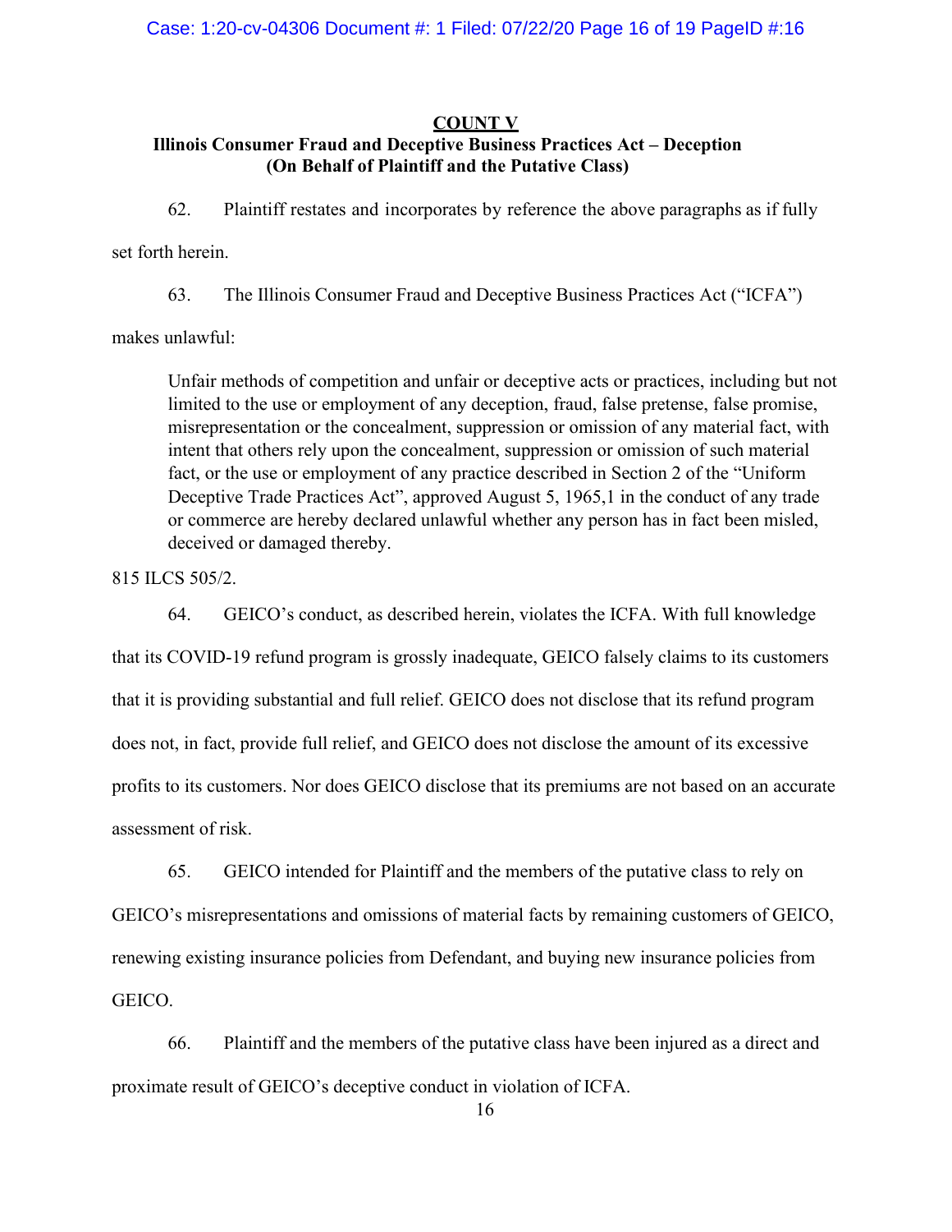**COUNT V**

**Illinois Consumer Fraud and Deceptive Business Practices Act – Deception (On Behalf of Plaintiff and the Putative Class)**

62. Plaintiff restates and incorporates by reference the above paragraphs as if fully set forth herein.

63. The Illinois Consumer Fraud and Deceptive Business Practices Act ("ICFA") makes unlawful:

> Unfair methods of competition and unfair or deceptive acts or practices, including but not limited to the use or employment of any deception, fraud, false pretense, false promise, misrepresentation or the concealment, suppression or omission of any material fact, with intent that others rely upon the concealment, suppression or omission of such material fact, or the use or employment of any practice described in Section 2 of the "Uniform Deceptive Trade Practices Act", approved August 5, 1965,1 in the conduct of any trade or commerce are hereby declared unlawful whether any person has in fact been misled, deceived or damaged thereby.

815 ILCS 505/2.

64. GEICO's conduct, as described herein, violates the ICFA. With full knowledge that its COVID-19 refund program is grossly inadequate, GEICO falsely claims to its customers that it is providing substantial and full relief. GEICO does not disclose that its refund program does not, in fact, provide full relief, and GEICO does not disclose the amount of its excessive profits to its customers. Nor does GEICO disclose that its premiums are not based on an accurate assessment of risk.

65. GEICO intended for Plaintiff and the members of the putative class to rely on GEICO's misrepresentations and omissions of material facts by remaining customers of GEICO, renewing existing insurance policies from Defendant, and buying new insurance policies from GEICO.

66. Plaintiff and the members of the putative class have been injured as a direct and proximate result of GEICO's deceptive conduct in violation of ICFA.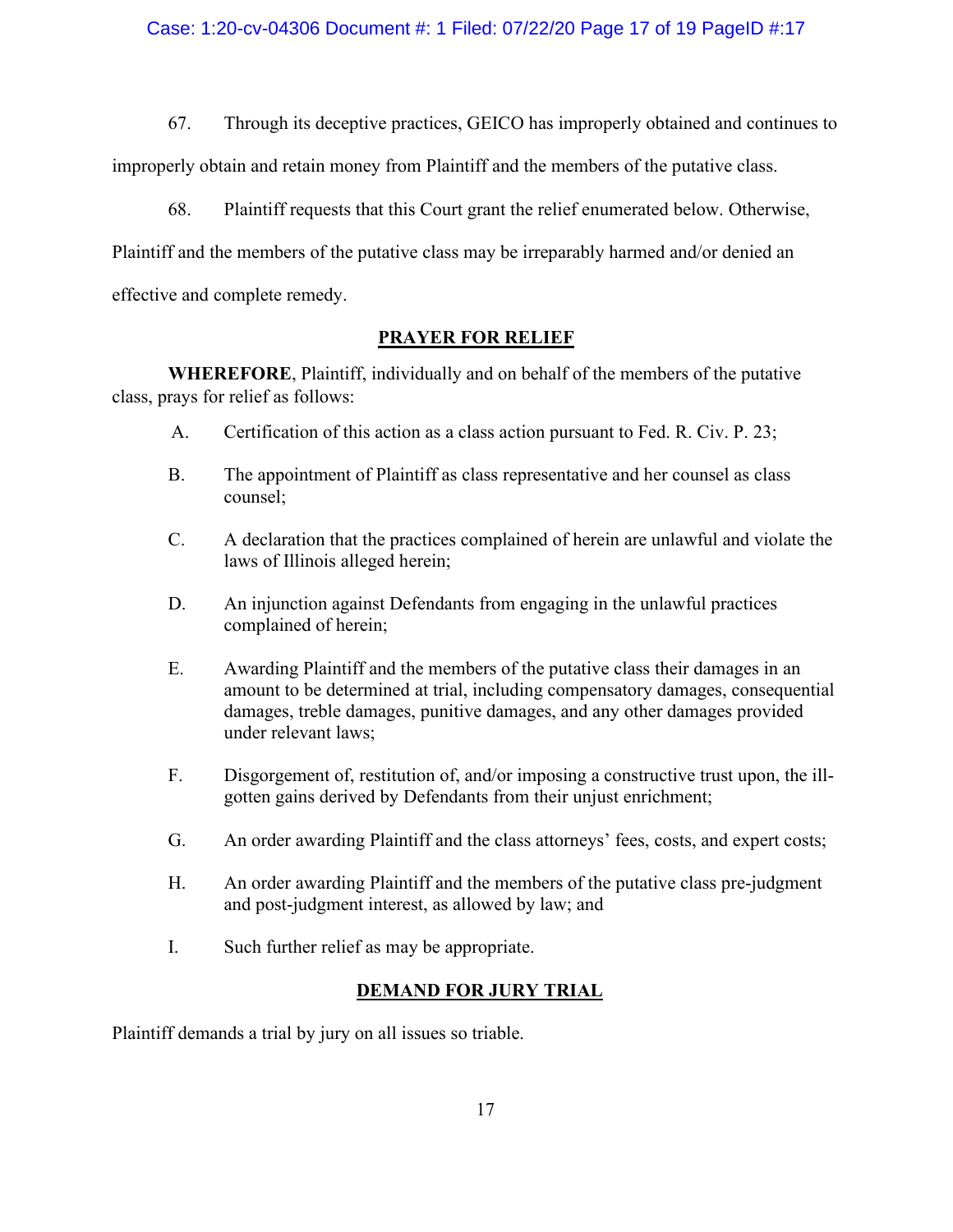67. Through its deceptive practices, GEICO has improperly obtained and continues to improperly obtain and retain money from Plaintiff and the members of the putative class.

68. Plaintiff requests that this Court grant the relief enumerated below. Otherwise, Plaintiff and the members of the putative class may be irreparably harmed and/or denied an effective and complete remedy.

## PRAYER FOR RELIEF

**WHEREFORE**, Plaintiff, individually and on behalf of the members of the putative class, prays for relief as follows:

A. Certification of this action as a class action pursuant to Fed. R. Civ. P. 23;

B. The appointment of Plaintiff as class representative and her counsel as class counsel;

C. A declaration that the practices complained of herein are unlawful and violate the laws of Illinois alleged herein;

D. An injunction against Defendants from engaging in the unlawful practices complained of herein;

E. Awarding Plaintiff and the members of the putative class their damages in an amount to be determined at trial, including compensatory damages, consequential damages, treble damages, punitive damages, and any other damages provided under relevant laws;

F. Disgorgement of, restitution of, and/or imposing a constructive trust upon, the ill-gotten gains derived by Defendants from their unjust enrichment;

G. An order awarding Plaintiff and the class attorneys' fees, costs, and expert costs;

H. An order awarding Plaintiff and the members of the putative class pre-judgment and post-judgment interest, as allowed by law; and

I. Such further relief as may be appropriate.

## DEMAND FOR JURY TRIAL

Plaintiff demands a trial by jury on all issues so triable.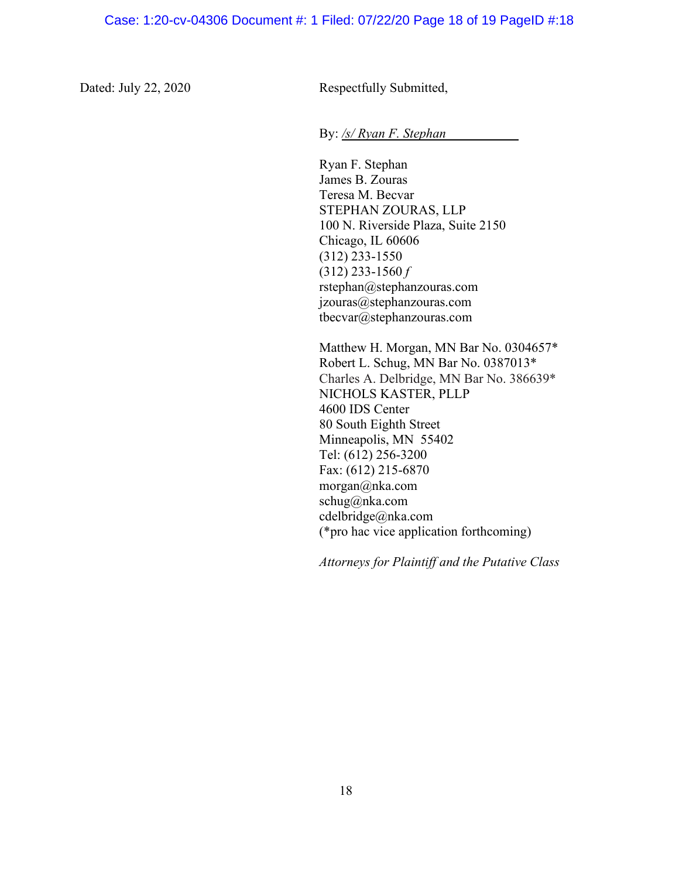Dated: July 22, 2020

Respectfully Submitted,

By: */s/ Ryan F. Stephan*

Ryan F. Stephan
James B. Zouras
Teresa M. Becvar
STEPHAN ZOURAS, LLP
100 N. Riverside Plaza, Suite 2150
Chicago, IL 60606
(312) 233-1550
(312) 233-1560 *f*
rstephan@stephanzouras.com
jzouras@stephanzouras.com
tbecvar@stephanzouras.com

Matthew H. Morgan, MN Bar No. 0304657*
Robert L. Schug, MN Bar No. 0387013*
Charles A. Delbridge, MN Bar No. 386639*
NICHOLS KASTER, PLLP
4600 IDS Center
80 South Eighth Street
Minneapolis, MN 55402
Tel: (612) 256-3200
Fax: (612) 215-6870
morgan@nka.com
schug@nka.com
cdelbridge@nka.com
(*pro hac vice application forthcoming)

*Attorneys for Plaintiff and the Putative Class*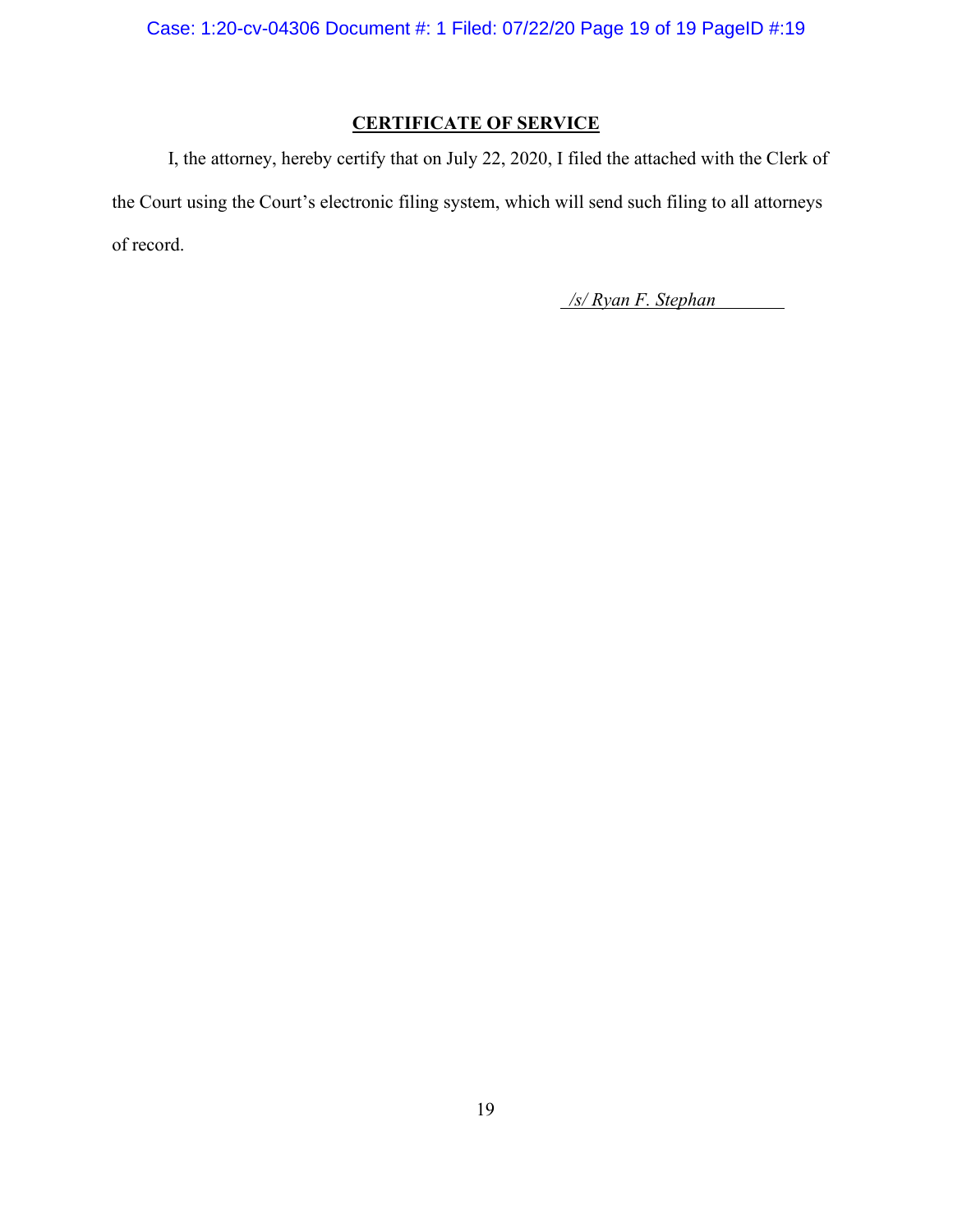**CERTIFICATE OF SERVICE**

I, the attorney, hereby certify that on July 22, 2020, I filed the attached with the Clerk of the Court using the Court's electronic filing system, which will send such filing to all attorneys of record.

*/s/ Ryan F. Stephan*